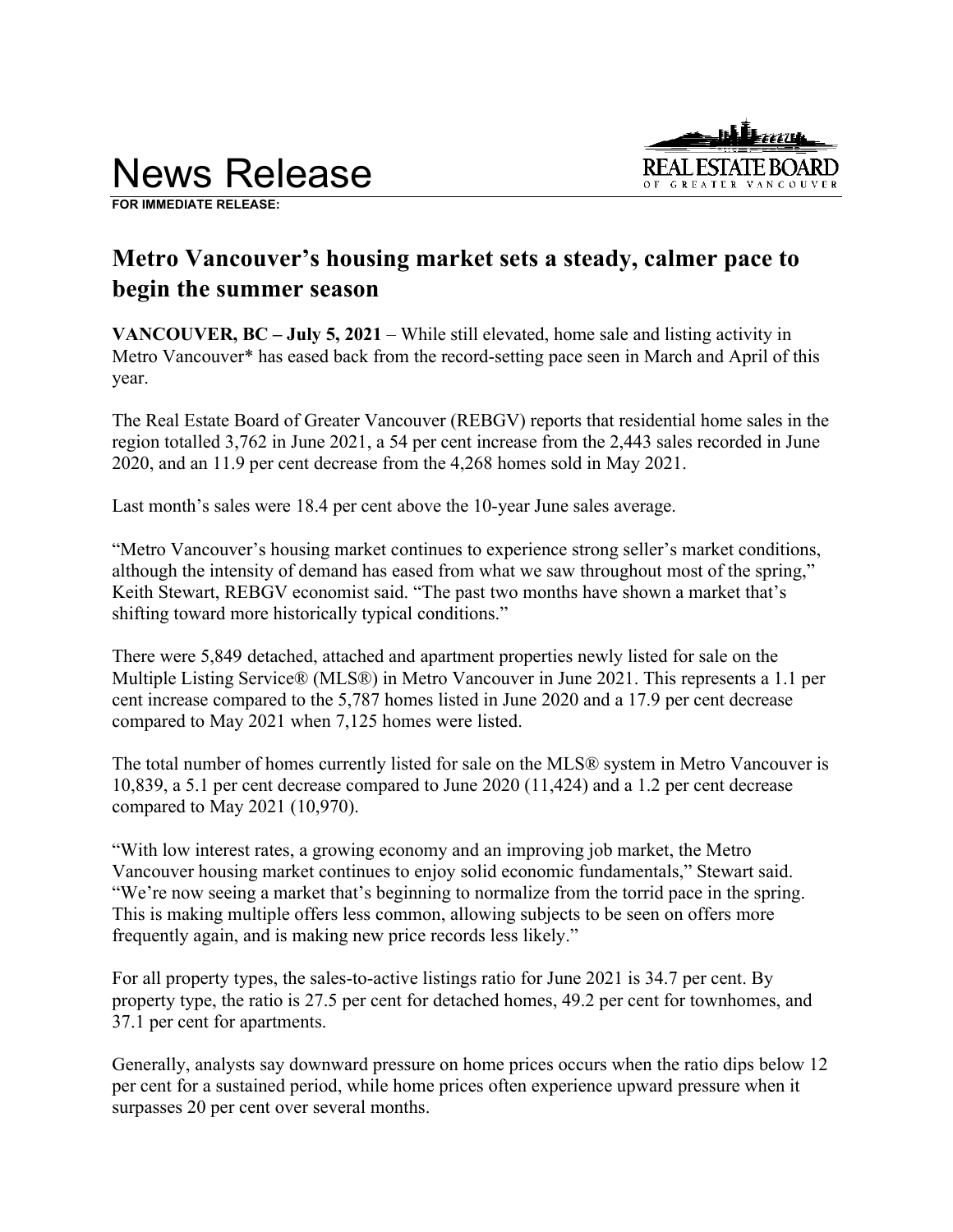# News Release

**FOR IMMEDIATE RELEASE:**

REAL ESTATE BOARD OF GREATER VANCOUVER

## Metro Vancouver's housing market sets a steady, calmer pace to begin the summer season

**VANCOUVER, BC – July 5, 2021** – While still elevated, home sale and listing activity in Metro Vancouver* has eased back from the record-setting pace seen in March and April of this year.

The Real Estate Board of Greater Vancouver (REBGV) reports that residential home sales in the region totalled 3,762 in June 2021, a 54 per cent increase from the 2,443 sales recorded in June 2020, and an 11.9 per cent decrease from the 4,268 homes sold in May 2021.

Last month's sales were 18.4 per cent above the 10-year June sales average.

"Metro Vancouver's housing market continues to experience strong seller's market conditions, although the intensity of demand has eased from what we saw throughout most of the spring," Keith Stewart, REBGV economist said. "The past two months have shown a market that's shifting toward more historically typical conditions."

There were 5,849 detached, attached and apartment properties newly listed for sale on the Multiple Listing Service® (MLS®) in Metro Vancouver in June 2021. This represents a 1.1 per cent increase compared to the 5,787 homes listed in June 2020 and a 17.9 per cent decrease compared to May 2021 when 7,125 homes were listed.

The total number of homes currently listed for sale on the MLS® system in Metro Vancouver is 10,839, a 5.1 per cent decrease compared to June 2020 (11,424) and a 1.2 per cent decrease compared to May 2021 (10,970).

"With low interest rates, a growing economy and an improving job market, the Metro Vancouver housing market continues to enjoy solid economic fundamentals," Stewart said. "We're now seeing a market that's beginning to normalize from the torrid pace in the spring. This is making multiple offers less common, allowing subjects to be seen on offers more frequently again, and is making new price records less likely."

For all property types, the sales-to-active listings ratio for June 2021 is 34.7 per cent. By property type, the ratio is 27.5 per cent for detached homes, 49.2 per cent for townhomes, and 37.1 per cent for apartments.

Generally, analysts say downward pressure on home prices occurs when the ratio dips below 12 per cent for a sustained period, while home prices often experience upward pressure when it surpasses 20 per cent over several months.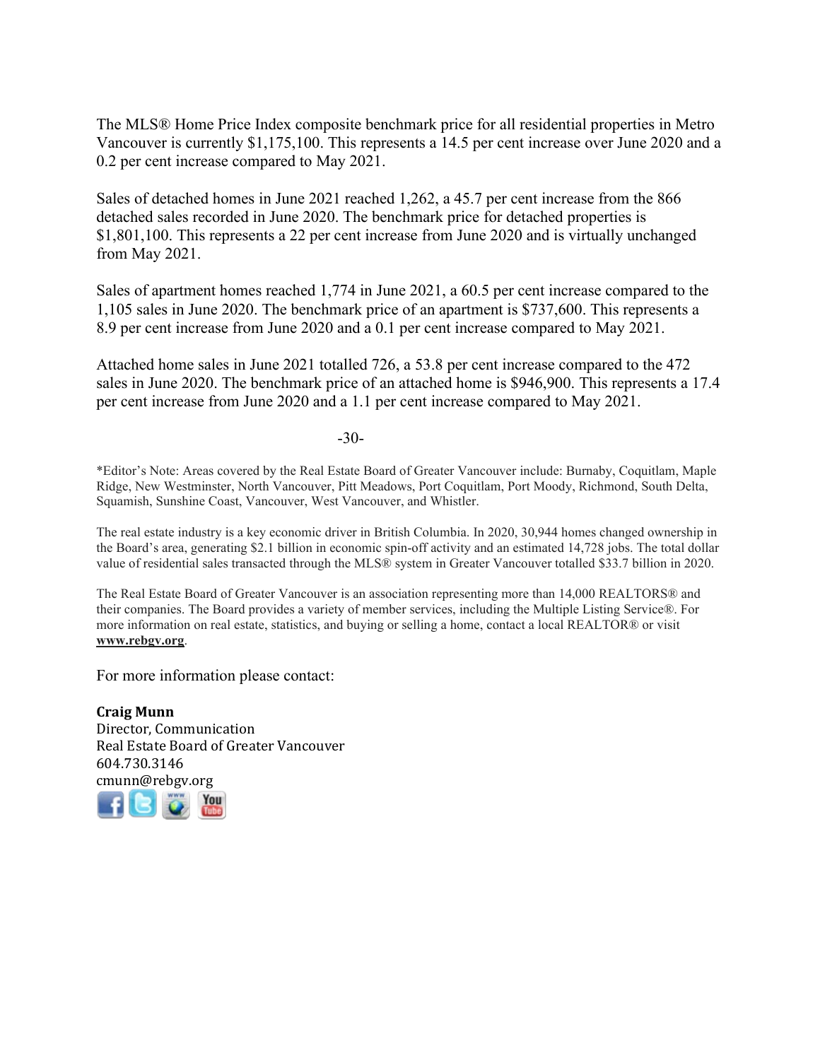The MLS® Home Price Index composite benchmark price for all residential properties in Metro Vancouver is currently $1,175,100. This represents a 14.5 per cent increase over June 2020 and a 0.2 per cent increase compared to May 2021.

Sales of detached homes in June 2021 reached 1,262, a 45.7 per cent increase from the 866 detached sales recorded in June 2020. The benchmark price for detached properties is $1,801,100. This represents a 22 per cent increase from June 2020 and is virtually unchanged from May 2021.

Sales of apartment homes reached 1,774 in June 2021, a 60.5 per cent increase compared to the 1,105 sales in June 2020. The benchmark price of an apartment is $737,600. This represents a 8.9 per cent increase from June 2020 and a 0.1 per cent increase compared to May 2021.

Attached home sales in June 2021 totalled 726, a 53.8 per cent increase compared to the 472 sales in June 2020. The benchmark price of an attached home is $946,900. This represents a 17.4 per cent increase from June 2020 and a 1.1 per cent increase compared to May 2021.

-30-

*Editor's Note: Areas covered by the Real Estate Board of Greater Vancouver include: Burnaby, Coquitlam, Maple Ridge, New Westminster, North Vancouver, Pitt Meadows, Port Coquitlam, Port Moody, Richmond, South Delta, Squamish, Sunshine Coast, Vancouver, West Vancouver, and Whistler.

The real estate industry is a key economic driver in British Columbia. In 2020, 30,944 homes changed ownership in the Board's area, generating $2.1 billion in economic spin-off activity and an estimated 14,728 jobs. The total dollar value of residential sales transacted through the MLS® system in Greater Vancouver totalled $33.7 billion in 2020.

The Real Estate Board of Greater Vancouver is an association representing more than 14,000 REALTORS® and their companies. The Board provides a variety of member services, including the Multiple Listing Service®. For more information on real estate, statistics, and buying or selling a home, contact a local REALTOR® or visit **www.rebgv.org**.

For more information please contact:

**Craig Munn**
Director, Communication
Real Estate Board of Greater Vancouver
604.730.3146
cmunn@rebgv.org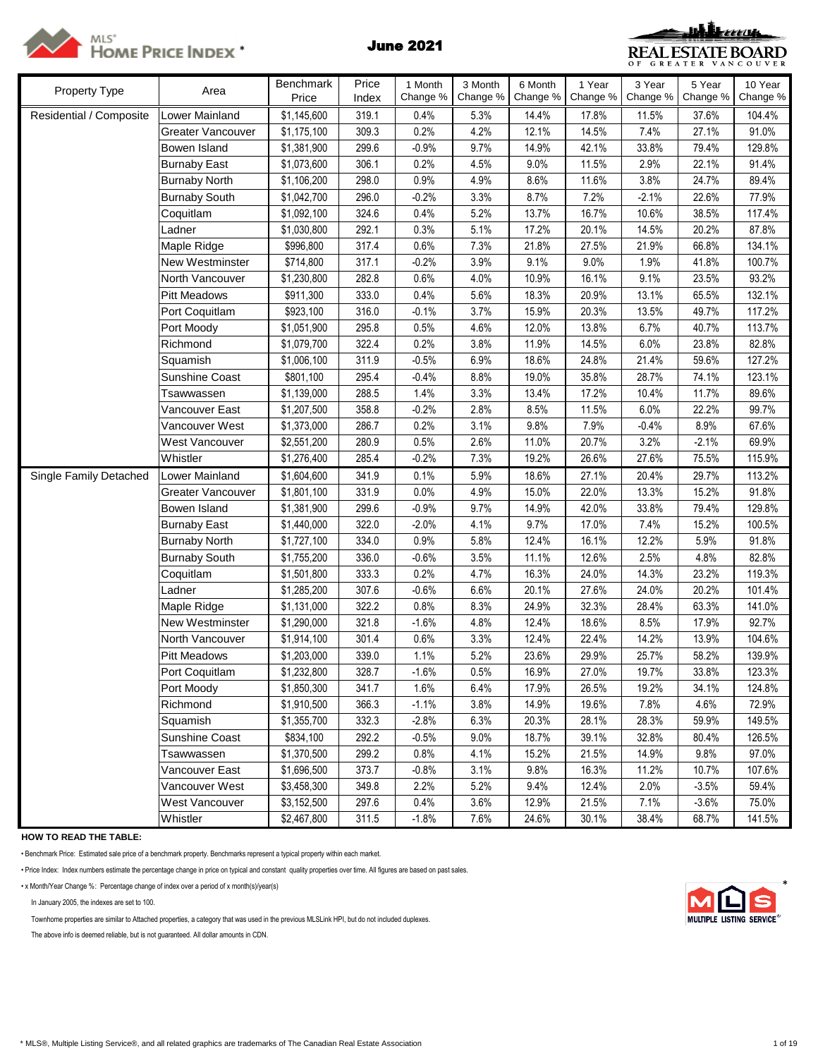# MLS® HOME PRICE INDEX *

## June 2021

REAL ESTATE BOARD OF GREATER VANCOUVER

| Property Type | Area | Benchmark Price | Price Index | 1 Month Change % | 3 Month Change % | 6 Month Change % | 1 Year Change % | 3 Year Change % | 5 Year Change % | 10 Year Change % |
|---|---|---|---|---|---|---|---|---|---|---|
| Residential / Composite | Lower Mainland | $1,145,600 | 319.1 | 0.4% | 5.3% | 14.4% | 17.8% | 11.5% | 37.6% | 104.4% |
| | Greater Vancouver | $1,175,100 | 309.3 | 0.2% | 4.2% | 12.1% | 14.5% | 7.4% | 27.1% | 91.0% |
| | Bowen Island | $1,381,900 | 299.6 | -0.9% | 9.7% | 14.9% | 42.1% | 33.8% | 79.4% | 129.8% |
| | Burnaby East | $1,073,600 | 306.1 | 0.2% | 4.5% | 9.0% | 11.5% | 2.9% | 22.1% | 91.4% |
| | Burnaby North | $1,106,200 | 298.0 | 0.9% | 4.9% | 8.6% | 11.6% | 3.8% | 24.7% | 89.4% |
| | Burnaby South | $1,042,700 | 296.0 | -0.2% | 3.3% | 8.7% | 7.2% | -2.1% | 22.6% | 77.9% |
| | Coquitlam | $1,092,100 | 324.6 | 0.4% | 5.2% | 13.7% | 16.7% | 10.6% | 38.5% | 117.4% |
| | Ladner | $1,030,800 | 292.1 | 0.3% | 5.1% | 17.2% | 20.1% | 14.5% | 20.2% | 87.8% |
| | Maple Ridge | $996,800 | 317.4 | 0.6% | 7.3% | 21.8% | 27.5% | 21.9% | 66.8% | 134.1% |
| | New Westminster | $714,800 | 317.1 | -0.2% | 3.9% | 9.1% | 9.0% | 1.9% | 41.8% | 100.7% |
| | North Vancouver | $1,230,800 | 282.8 | 0.6% | 4.0% | 10.9% | 16.1% | 9.1% | 23.5% | 93.2% |
| | Pitt Meadows | $911,300 | 333.0 | 0.4% | 5.6% | 18.3% | 20.9% | 13.1% | 65.5% | 132.1% |
| | Port Coquitlam | $923,100 | 316.0 | -0.1% | 3.7% | 15.9% | 20.3% | 13.5% | 49.7% | 117.2% |
| | Port Moody | $1,051,900 | 295.8 | 0.5% | 4.6% | 12.0% | 13.8% | 6.7% | 40.7% | 113.7% |
| | Richmond | $1,079,700 | 322.4 | 0.2% | 3.8% | 11.9% | 14.5% | 6.0% | 23.8% | 82.8% |
| | Squamish | $1,006,100 | 311.9 | -0.5% | 6.9% | 18.6% | 24.8% | 21.4% | 59.6% | 127.2% |
| | Sunshine Coast | $801,100 | 295.4 | -0.4% | 8.8% | 19.0% | 35.8% | 28.7% | 74.1% | 123.1% |
| | Tsawwassen | $1,139,000 | 288.5 | 1.4% | 3.3% | 13.4% | 17.2% | 10.4% | 11.7% | 89.6% |
| | Vancouver East | $1,207,500 | 358.8 | -0.2% | 2.8% | 8.5% | 11.5% | 6.0% | 22.2% | 99.7% |
| | Vancouver West | $1,373,000 | 286.7 | 0.2% | 3.1% | 9.8% | 7.9% | -0.4% | 8.9% | 67.6% |
| | West Vancouver | $2,551,200 | 280.9 | 0.5% | 2.6% | 11.0% | 20.7% | 3.2% | -2.1% | 69.9% |
| | Whistler | $1,276,400 | 285.4 | -0.2% | 7.3% | 19.2% | 26.6% | 27.6% | 75.5% | 115.9% |
| Single Family Detached | Lower Mainland | $1,604,600 | 341.9 | 0.1% | 5.9% | 18.6% | 27.1% | 20.4% | 29.7% | 113.2% |
| | Greater Vancouver | $1,801,100 | 331.9 | 0.0% | 4.9% | 15.0% | 22.0% | 13.3% | 15.2% | 91.8% |
| | Bowen Island | $1,381,900 | 299.6 | -0.9% | 9.7% | 14.9% | 42.0% | 33.8% | 79.4% | 129.8% |
| | Burnaby East | $1,440,000 | 322.0 | -2.0% | 4.1% | 9.7% | 17.0% | 7.4% | 15.2% | 100.5% |
| | Burnaby North | $1,727,100 | 334.0 | 0.9% | 5.8% | 12.4% | 16.1% | 12.2% | 5.9% | 91.8% |
| | Burnaby South | $1,755,200 | 336.0 | -0.6% | 3.5% | 11.1% | 12.6% | 2.5% | 4.8% | 82.8% |
| | Coquitlam | $1,501,800 | 333.3 | 0.2% | 4.7% | 16.3% | 24.0% | 14.3% | 23.2% | 119.3% |
| | Ladner | $1,285,200 | 307.6 | -0.6% | 6.6% | 20.1% | 27.6% | 24.0% | 20.2% | 101.4% |
| | Maple Ridge | $1,131,000 | 322.2 | 0.8% | 8.3% | 24.9% | 32.3% | 28.4% | 63.3% | 141.0% |
| | New Westminster | $1,290,000 | 321.8 | -1.6% | 4.8% | 12.4% | 18.6% | 8.5% | 17.9% | 92.7% |
| | North Vancouver | $1,914,100 | 301.4 | 0.6% | 3.3% | 12.4% | 22.4% | 14.2% | 13.9% | 104.6% |
| | Pitt Meadows | $1,203,000 | 339.0 | 1.1% | 5.2% | 23.6% | 29.9% | 25.7% | 58.2% | 139.9% |
| | Port Coquitlam | $1,232,800 | 328.7 | -1.6% | 0.5% | 16.9% | 27.0% | 19.7% | 33.8% | 123.3% |
| | Port Moody | $1,850,300 | 341.7 | 1.6% | 6.4% | 17.9% | 26.5% | 19.2% | 34.1% | 124.8% |
| | Richmond | $1,910,500 | 366.3 | -1.1% | 3.8% | 14.9% | 19.6% | 7.8% | 4.6% | 72.9% |
| | Squamish | $1,355,700 | 332.3 | -2.8% | 6.3% | 20.3% | 28.1% | 28.3% | 59.9% | 149.5% |
| | Sunshine Coast | $834,100 | 292.2 | -0.5% | 9.0% | 18.7% | 39.1% | 32.8% | 80.4% | 126.5% |
| | Tsawwassen | $1,370,500 | 299.2 | 0.8% | 4.1% | 15.2% | 21.5% | 14.9% | 9.8% | 97.0% |
| | Vancouver East | $1,696,500 | 373.7 | -0.8% | 3.1% | 9.8% | 16.3% | 11.2% | 10.7% | 107.6% |
| | Vancouver West | $3,458,300 | 349.8 | 2.2% | 5.2% | 9.4% | 12.4% | 2.0% | -3.5% | 59.4% |
| | West Vancouver | $3,152,500 | 297.6 | 0.4% | 3.6% | 12.9% | 21.5% | 7.1% | -3.6% | 75.0% |
| | Whistler | $2,467,800 | 311.5 | -1.8% | 7.6% | 24.6% | 30.1% | 38.4% | 68.7% | 141.5% |

**HOW TO READ THE TABLE:**

- Benchmark Price: Estimated sale price of a benchmark property. Benchmarks represent a typical property within each market.
- Price Index: Index numbers estimate the percentage change in price on typical and constant quality properties over time. All figures are based on past sales.
- x Month/Year Change %: Percentage change of index over a period of x month(s)/year(s)

In January 2005, the indexes are set to 100.

Townhome properties are similar to Attached properties, a category that was used in the previous MLSLink HPI, but do not included duplexes.

The above info is deemed reliable, but is not guaranteed. All dollar amounts in CDN.

\* MLS®, Multiple Listing Service®, and all related graphics are trademarks of The Canadian Real Estate Association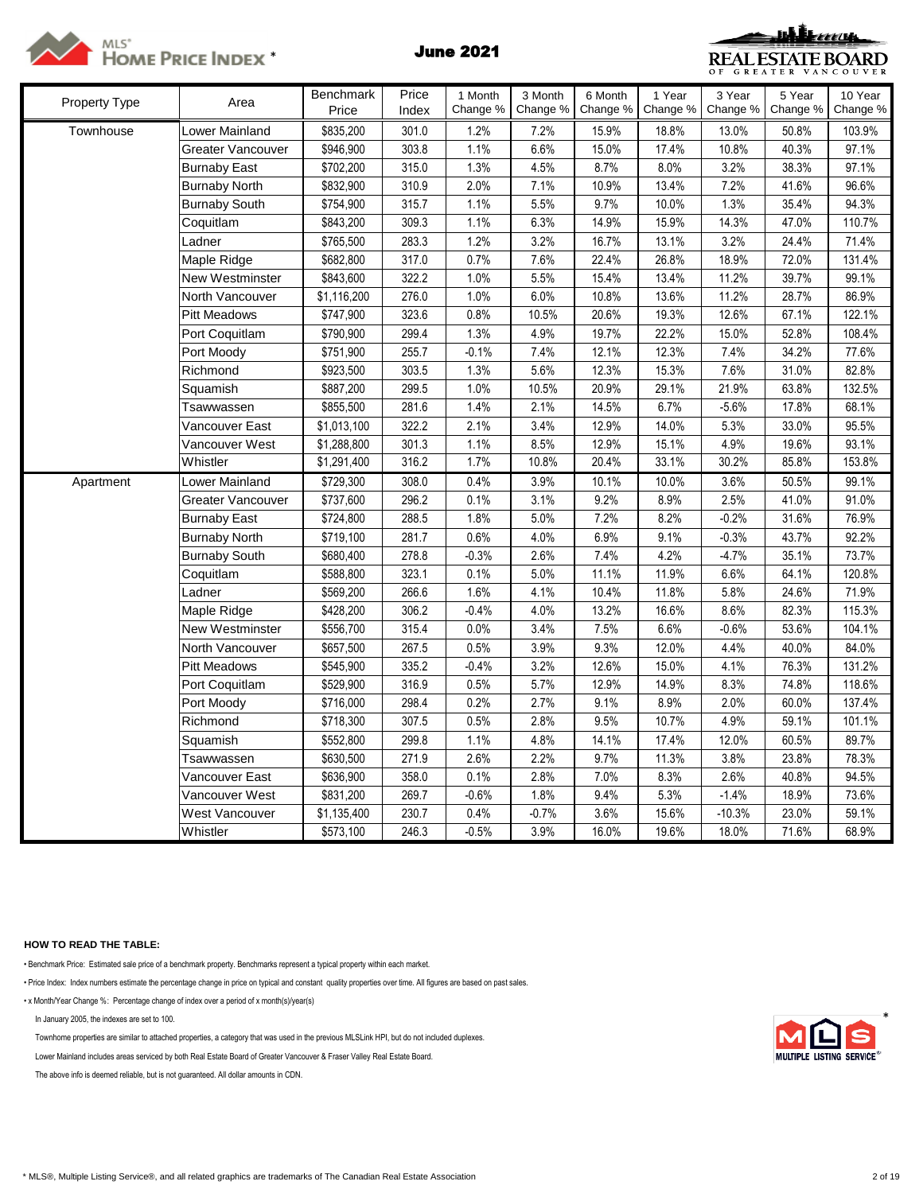# MLS® HOME PRICE INDEX *

## June 2021

| Property Type | Area | Benchmark Price | Price Index | 1 Month Change % | 3 Month Change % | 6 Month Change % | 1 Year Change % | 3 Year Change % | 5 Year Change % | 10 Year Change % |
|---|---|---|---|---|---|---|---|---|---|---|
| Townhouse | Lower Mainland | $835,200 | 301.0 | 1.2% | 7.2% | 15.9% | 18.8% | 13.0% | 50.8% | 103.9% |
| | Greater Vancouver | $946,900 | 303.8 | 1.1% | 6.6% | 15.0% | 17.4% | 10.8% | 40.3% | 97.1% |
| | Burnaby East | $702,200 | 315.0 | 1.3% | 4.5% | 8.7% | 8.0% | 3.2% | 38.3% | 97.1% |
| | Burnaby North | $832,900 | 310.9 | 2.0% | 7.1% | 10.9% | 13.4% | 7.2% | 41.6% | 96.6% |
| | Burnaby South | $754,900 | 315.7 | 1.1% | 5.5% | 9.7% | 10.0% | 1.3% | 35.4% | 94.3% |
| | Coquitlam | $843,200 | 309.3 | 1.1% | 6.3% | 14.9% | 15.9% | 14.3% | 47.0% | 110.7% |
| | Ladner | $765,500 | 283.3 | 1.2% | 3.2% | 16.7% | 13.1% | 3.2% | 24.4% | 71.4% |
| | Maple Ridge | $682,800 | 317.0 | 0.7% | 7.6% | 22.4% | 26.8% | 18.9% | 72.0% | 131.4% |
| | New Westminster | $843,600 | 322.2 | 1.0% | 5.5% | 15.4% | 13.4% | 11.2% | 39.7% | 99.1% |
| | North Vancouver | $1,116,200 | 276.0 | 1.0% | 6.0% | 10.8% | 13.6% | 11.2% | 28.7% | 86.9% |
| | Pitt Meadows | $747,900 | 323.6 | 0.8% | 10.5% | 20.6% | 19.3% | 12.6% | 67.1% | 122.1% |
| | Port Coquitlam | $790,900 | 299.4 | 1.3% | 4.9% | 19.7% | 22.2% | 15.0% | 52.8% | 108.4% |
| | Port Moody | $751,900 | 255.7 | -0.1% | 7.4% | 12.1% | 12.3% | 7.4% | 34.2% | 77.6% |
| | Richmond | $923,500 | 303.5 | 1.3% | 5.6% | 12.3% | 15.3% | 7.6% | 31.0% | 82.8% |
| | Squamish | $887,200 | 299.5 | 1.0% | 10.5% | 20.9% | 29.1% | 21.9% | 63.8% | 132.5% |
| | Tsawwassen | $855,500 | 281.6 | 1.4% | 2.1% | 14.5% | 6.7% | -5.6% | 17.8% | 68.1% |
| | Vancouver East | $1,013,100 | 322.2 | 2.1% | 3.4% | 12.9% | 14.0% | 5.3% | 33.0% | 95.5% |
| | Vancouver West | $1,288,800 | 301.3 | 1.1% | 8.5% | 12.9% | 15.1% | 4.9% | 19.6% | 93.1% |
| | Whistler | $1,291,400 | 316.2 | 1.7% | 10.8% | 20.4% | 33.1% | 30.2% | 85.8% | 153.8% |
| Apartment | Lower Mainland | $729,300 | 308.0 | 0.4% | 3.9% | 10.1% | 10.0% | 3.6% | 50.5% | 99.1% |
| | Greater Vancouver | $737,600 | 296.2 | 0.1% | 3.1% | 9.2% | 8.9% | 2.5% | 41.0% | 91.0% |
| | Burnaby East | $724,800 | 288.5 | 1.8% | 5.0% | 7.2% | 8.2% | -0.2% | 31.6% | 76.9% |
| | Burnaby North | $719,100 | 281.7 | 0.6% | 4.0% | 6.9% | 9.1% | -0.3% | 43.7% | 92.2% |
| | Burnaby South | $680,400 | 278.8 | -0.3% | 2.6% | 7.4% | 4.2% | -4.7% | 35.1% | 73.7% |
| | Coquitlam | $588,800 | 323.1 | 0.1% | 5.0% | 11.1% | 11.9% | 6.6% | 64.1% | 120.8% |
| | Ladner | $569,200 | 266.6 | 1.6% | 4.1% | 10.4% | 11.8% | 5.8% | 24.6% | 71.9% |
| | Maple Ridge | $428,200 | 306.2 | -0.4% | 4.0% | 13.2% | 16.6% | 8.6% | 82.3% | 115.3% |
| | New Westminster | $556,700 | 315.4 | 0.0% | 3.4% | 7.5% | 6.6% | -0.6% | 53.6% | 104.1% |
| | North Vancouver | $657,500 | 267.5 | 0.5% | 3.9% | 9.3% | 12.0% | 4.4% | 40.0% | 84.0% |
| | Pitt Meadows | $545,900 | 335.2 | -0.4% | 3.2% | 12.6% | 15.0% | 4.1% | 76.3% | 131.2% |
| | Port Coquitlam | $529,900 | 316.9 | 0.5% | 5.7% | 12.9% | 14.9% | 8.3% | 74.8% | 118.6% |
| | Port Moody | $716,000 | 298.4 | 0.2% | 2.7% | 9.1% | 8.9% | 2.0% | 60.0% | 137.4% |
| | Richmond | $718,300 | 307.5 | 0.5% | 2.8% | 9.5% | 10.7% | 4.9% | 59.1% | 101.1% |
| | Squamish | $552,800 | 299.8 | 1.1% | 4.8% | 14.1% | 17.4% | 12.0% | 60.5% | 89.7% |
| | Tsawwassen | $630,500 | 271.9 | 2.6% | 2.2% | 9.7% | 11.3% | 3.8% | 23.8% | 78.3% |
| | Vancouver East | $636,900 | 358.0 | 0.1% | 2.8% | 7.0% | 8.3% | 2.6% | 40.8% | 94.5% |
| | Vancouver West | $831,200 | 269.7 | -0.6% | 1.8% | 9.4% | 5.3% | -1.4% | 18.9% | 73.6% |
| | West Vancouver | $1,135,400 | 230.7 | 0.4% | -0.7% | 3.6% | 15.6% | -10.3% | 23.0% | 59.1% |
| | Whistler | $573,100 | 246.3 | -0.5% | 3.9% | 16.0% | 19.6% | 18.0% | 71.6% | 68.9% |

**HOW TO READ THE TABLE:**

- Benchmark Price: Estimated sale price of a benchmark property. Benchmarks represent a typical property within each market.
- Price Index: Index numbers estimate the percentage change in price on typical and constant quality properties over time. All figures are based on past sales.
- x Month/Year Change %: Percentage change of index over a period of x month(s)/year(s)

In January 2005, the indexes are set to 100.

Townhome properties are similar to attached properties, a category that was used in the previous MLSLink HPI, but do not included duplexes.

Lower Mainland includes areas serviced by both Real Estate Board of Greater Vancouver & Fraser Valley Real Estate Board.

The above info is deemed reliable, but is not guaranteed. All dollar amounts in CDN.

* MLS®, Multiple Listing Service®, and all related graphics are trademarks of The Canadian Real Estate Association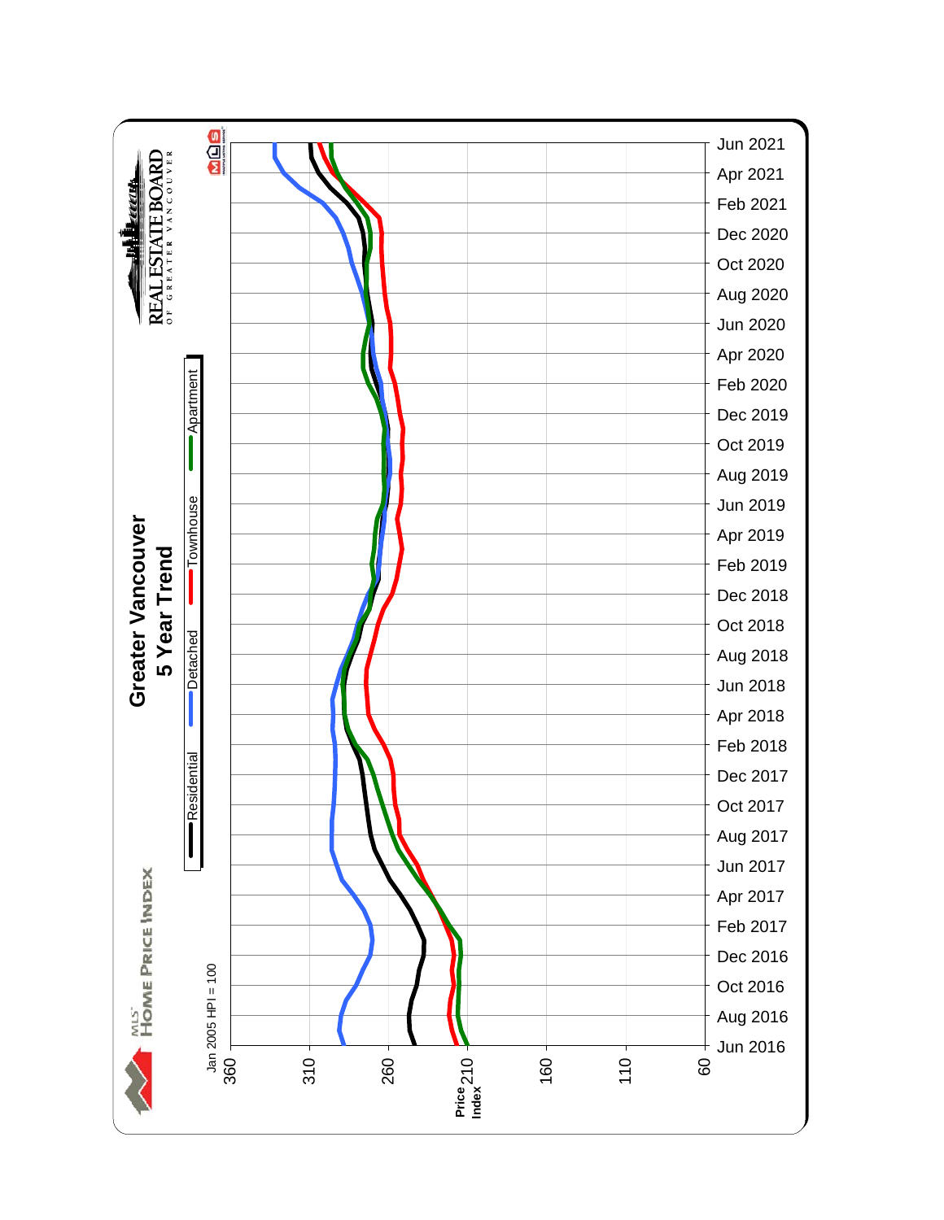# Greater Vancouver

## 5 Year Trend

MLS® HOME PRICE INDEX

REAL ESTATE BOARD OF GREATER VANCOUVER

Residential | Detached | Townhouse | Apartment

Jan 2005 HPI = 100

Price Index: 360, 310, 260, 210, 160, 110, 60

Jun 2016, Aug 2016, Oct 2016, Dec 2016, Feb 2017, Apr 2017, Jun 2017, Aug 2017, Oct 2017, Dec 2017, Feb 2018, Apr 2018, Jun 2018, Aug 2018, Oct 2018, Dec 2018, Feb 2019, Apr 2019, Jun 2019, Aug 2019, Oct 2019, Dec 2019, Feb 2020, Apr 2020, Jun 2020, Aug 2020, Oct 2020, Dec 2020, Feb 2021, Apr 2021, Jun 2021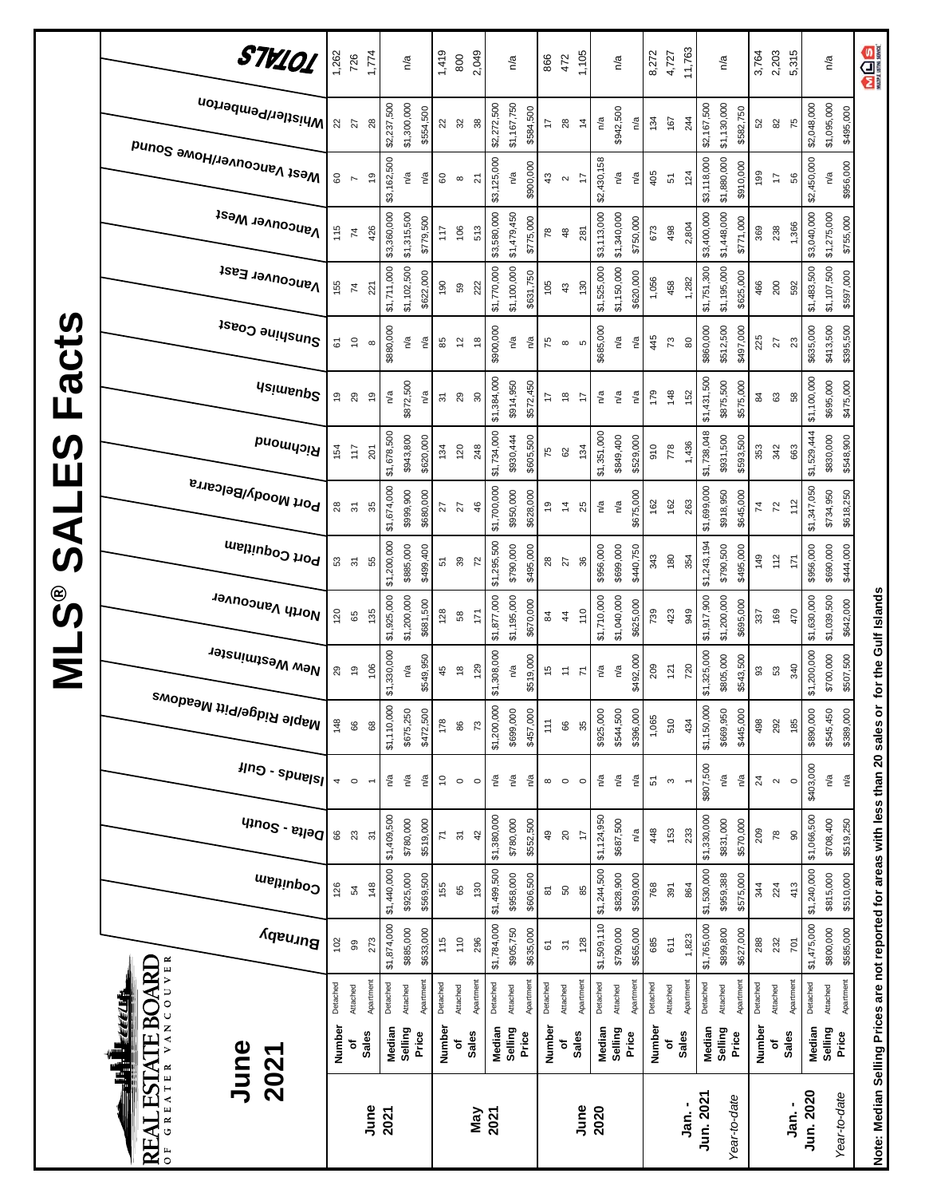# MLS® SALES Facts

REAL ESTATE BOARD OF GREATER VANCOUVER

## June 2021

| Period | | Type | Burnaby | Coquitlam | Delta - South | Islands - Gulf | Maple Ridge/Pitt Meadows | New Westminster | North Vancouver | Port Coquitlam | Port Moody/Belcarra | Richmond | Squamish | Sunshine Coast | Vancouver East | Vancouver West | West Vancouver/Howe Sound | Whistler/Pemberton | TOTALS |
|---|---|---|---|---|---|---|---|---|---|---|---|---|---|---|---|---|---|---|---|
| **June 2021** | Number of Sales | Detached | 102 | 126 | 66 | 4 | 148 | 29 | 120 | 53 | 28 | 154 | 19 | 61 | 155 | 115 | 60 | 22 | 1,262 |
| | | Attached | 99 | 54 | 23 | 0 | 66 | 19 | 65 | 31 | 31 | 117 | 29 | 10 | 74 | 74 | 7 | 27 | 726 |
| | | Apartment | 273 | 148 | 31 | 1 | 68 | 106 | 135 | 55 | 35 | 201 | 19 | 8 | 221 | 426 | 19 | 28 | 1,774 |
| | Median Selling Price | Detached | $1,874,000 | $1,440,000 | $1,409,500 | n/a | $1,110,000 | $1,330,000 | $1,925,000 | $1,200,000 | $1,674,000 | $1,678,500 | n/a | $880,000 | $1,711,000 | $3,360,000 | $3,162,500 | $2,237,500 | n/a |
| | | Attached | $885,000 | $925,000 | $780,000 | n/a | $675,250 | n/a | $1,200,000 | $885,000 | $999,900 | $943,800 | $872,500 | n/a | $1,102,500 | $1,315,500 | n/a | $1,300,000 | |
| | | Apartment | $633,000 | $569,500 | $519,000 | n/a | $472,500 | $549,950 | $681,500 | $499,400 | $680,000 | $620,000 | n/a | n/a | $622,000 | $779,500 | n/a | $554,500 | |
| **May 2021** | Number of Sales | Detached | 115 | 155 | 71 | 10 | 178 | 45 | 128 | 51 | 27 | 134 | 31 | 85 | 190 | 117 | 60 | 22 | 1,419 |
| | | Attached | 110 | 65 | 31 | 0 | 86 | 18 | 58 | 39 | 27 | 120 | 29 | 12 | 59 | 106 | 8 | 32 | 800 |
| | | Apartment | 296 | 130 | 42 | 0 | 73 | 129 | 171 | 72 | 46 | 248 | 30 | 18 | 222 | 513 | 21 | 38 | 2,049 |
| | Median Selling Price | Detached | $1,784,000 | $1,499,500 | $1,380,000 | n/a | $1,200,000 | $1,308,000 | $1,877,000 | $1,295,500 | $1,700,000 | $1,734,000 | $1,384,000 | $900,000 | $1,770,000 | $3,580,000 | $3,125,000 | $2,272,500 | n/a |
| | | Attached | $905,750 | $958,000 | $780,000 | n/a | $699,000 | n/a | $1,195,000 | $790,000 | $950,000 | $930,444 | $914,950 | n/a | $1,100,000 | $1,479,450 | n/a | $1,167,750 | |
| | | Apartment | $635,000 | $606,500 | $552,500 | n/a | $457,000 | $519,000 | $670,000 | $495,000 | $628,000 | $605,500 | $572,450 | n/a | $631,750 | $775,000 | $900,000 | $584,500 | |
| **June 2020** | Number of Sales | Detached | 61 | 81 | 49 | 8 | 111 | 15 | 84 | 28 | 19 | 75 | 17 | 75 | 105 | 78 | 43 | 17 | 866 |
| | | Attached | 31 | 50 | 20 | 0 | 66 | 11 | 44 | 27 | 14 | 62 | 18 | 8 | 43 | 48 | 2 | 28 | 472 |
| | | Apartment | 128 | 85 | 17 | 0 | 35 | 71 | 110 | 36 | 25 | 134 | 17 | 5 | 130 | 281 | 17 | 14 | 1,105 |
| | Median Selling Price | Detached | $1,509,110 | $1,244,500 | $1,124,950 | n/a | $925,000 | n/a | $1,710,000 | $956,000 | n/a | $1,351,000 | n/a | $685,000 | $1,525,000 | $3,113,000 | $2,430,158 | n/a | n/a |
| | | Attached | $790,000 | $828,900 | $687,500 | n/a | $544,500 | n/a | $1,040,000 | $699,000 | n/a | $849,400 | n/a | n/a | $1,150,000 | $1,340,000 | n/a | $942,500 | |
| | | Apartment | $565,000 | $509,000 | n/a | n/a | $396,000 | $492,000 | $625,000 | $440,750 | $675,000 | $529,000 | n/a | n/a | $620,000 | $750,000 | n/a | n/a | |
| **Jan. - Jun. 2021** *Year-to-date* | Number of Sales | Detached | 685 | 768 | 448 | 51 | 1,065 | 209 | 739 | 343 | 162 | 910 | 179 | 445 | 1,056 | 673 | 405 | 134 | 8,272 |
| | | Attached | 611 | 391 | 153 | 3 | 510 | 121 | 423 | 180 | 162 | 778 | 148 | 73 | 458 | 498 | 51 | 167 | 4,727 |
| | | Apartment | 1,823 | 864 | 233 | 1 | 434 | 720 | 949 | 354 | 263 | 1,436 | 152 | 80 | 1,282 | 2,804 | 124 | 244 | 11,763 |
| | Median Selling Price | Detached | $1,765,000 | $1,530,000 | $1,330,000 | $807,500 | $1,150,000 | $1,325,000 | $1,917,900 | $1,243,194 | $1,699,000 | $1,738,048 | $1,431,500 | $860,000 | $1,751,300 | $3,400,000 | $3,118,000 | $2,167,500 | n/a |
| | | Attached | $899,800 | $959,388 | $831,000 | n/a | $669,950 | $805,000 | $1,200,000 | $790,500 | $918,950 | $931,500 | $875,500 | $512,500 | $1,195,000 | $1,448,000 | $1,880,000 | $1,130,000 | |
| | | Apartment | $627,000 | $575,000 | $570,000 | n/a | $445,000 | $543,500 | $695,000 | $495,000 | $645,000 | $593,500 | $575,000 | $497,000 | $625,000 | $771,000 | $910,000 | $582,750 | |
| **Jan. - Jun. 2020** *Year-to-date* | Number of Sales | Detached | 288 | 344 | 209 | 24 | 498 | 93 | 337 | 149 | 74 | 353 | 84 | 225 | 466 | 369 | 199 | 52 | 3,764 |
| | | Attached | 232 | 224 | 78 | 2 | 292 | 53 | 169 | 112 | 72 | 342 | 63 | 27 | 200 | 238 | 17 | 82 | 2,203 |
| | | Apartment | 701 | 413 | 90 | 0 | 185 | 340 | 470 | 171 | 112 | 663 | 58 | 23 | 592 | 1,366 | 56 | 75 | 5,315 |
| | Median Selling Price | Detached | $1,475,000 | $1,240,000 | $1,066,500 | $403,000 | $890,000 | $1,200,000 | $1,630,000 | $956,000 | $1,347,050 | $1,529,444 | $1,100,000 | $635,000 | $1,483,500 | $3,040,000 | $2,450,000 | $2,048,000 | n/a |
| | | Attached | $800,000 | $815,000 | $708,400 | n/a | $545,450 | $700,000 | $1,039,500 | $690,000 | $734,950 | $830,000 | $695,000 | $413,500 | $1,107,500 | $1,275,000 | n/a | $1,095,000 | |
| | | Apartment | $585,000 | $510,000 | $519,250 | n/a | $389,000 | $507,500 | $642,000 | $444,000 | $618,250 | $548,900 | $475,000 | $395,500 | $597,000 | $755,000 | $956,000 | $495,000 | |

**Note: Median Selling Prices are not reported for areas with less than 20 sales or for the Gulf Islands**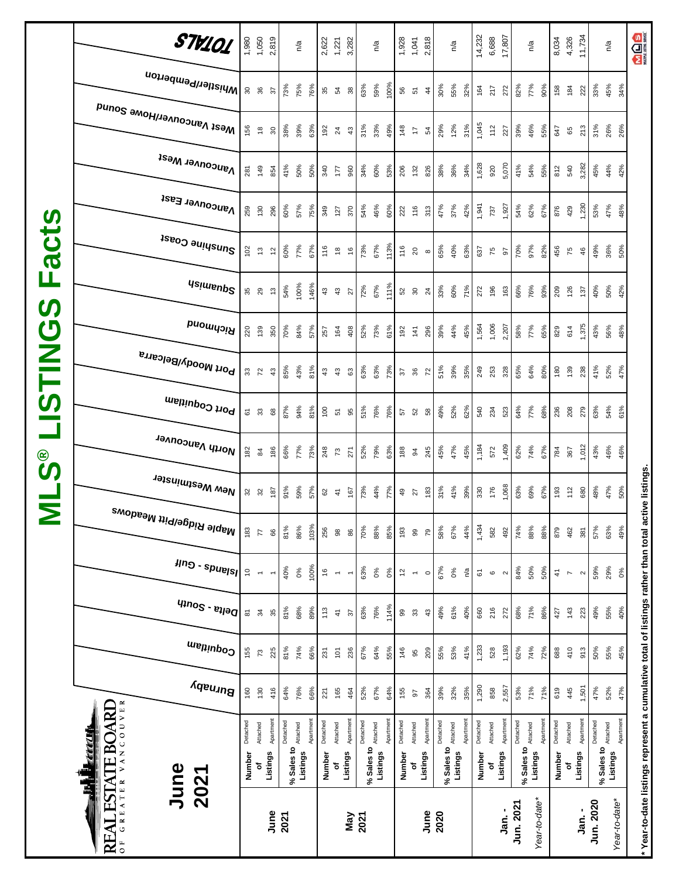# MLS® LISTINGS Facts

REAL ESTATE BOARD OF GREATER VANCOUVER

## June 2021

| | | | Burnaby | Coquitlam | Delta - South | Islands - Gulf | Maple Ridge/Pitt Meadows | New Westminster | North Vancouver | Port Coquitlam | Port Moody/Belcarra | Richmond | Squamish | Sunshine Coast | Vancouver East | Vancouver West | West Vancouver/Howe Sound | Whistler/Pemberton | TOTALS |
|---|---|---|---|---|---|---|---|---|---|---|---|---|---|---|---|---|---|---|---|
| June 2021 | Number of Listings | Detached | 160 | 155 | 81 | 10 | 183 | 32 | 182 | 61 | 33 | 220 | 35 | 102 | 259 | 281 | 156 | 30 | 1,980 |
| | | Attached | 130 | 73 | 34 | 1 | 77 | 32 | 84 | 33 | 72 | 139 | 29 | 13 | 130 | 149 | 18 | 36 | 1,050 |
| | | Apartment | 416 | 225 | 35 | 1 | 66 | 187 | 186 | 68 | 43 | 350 | 13 | 12 | 296 | 854 | 30 | 37 | 2,819 |
| | % Sales to Listings | Detached | 64% | 81% | 81% | 40% | 81% | 91% | 66% | 87% | 85% | 70% | 54% | 60% | 60% | 41% | 38% | 73% | n/a |
| | | Attached | 76% | 74% | 68% | 0% | 86% | 59% | 77% | 94% | 43% | 84% | 100% | 77% | 57% | 50% | 39% | 75% | |
| | | Apartment | 66% | 66% | 89% | 100% | 103% | 57% | 73% | 81% | 81% | 57% | 146% | 67% | 75% | 50% | 63% | 76% | |
| May 2021 | Number of Listings | Detached | 221 | 231 | 113 | 16 | 256 | 62 | 248 | 100 | 43 | 257 | 43 | 116 | 349 | 340 | 192 | 35 | 2,622 |
| | | Attached | 165 | 101 | 41 | 1 | 98 | 41 | 73 | 51 | 43 | 164 | 43 | 18 | 127 | 177 | 24 | 54 | 1,221 |
| | | Apartment | 464 | 236 | 37 | 1 | 86 | 167 | 271 | 95 | 63 | 408 | 27 | 16 | 370 | 960 | 43 | 38 | 3,282 |
| | % Sales to Listings | Detached | 52% | 67% | 63% | 63% | 70% | 73% | 52% | 51% | 63% | 52% | 72% | 73% | 54% | 34% | 31% | 63% | n/a |
| | | Attached | 67% | 64% | 76% | 0% | 88% | 44% | 79% | 76% | 63% | 73% | 67% | 67% | 46% | 60% | 33% | 59% | |
| | | Apartment | 64% | 55% | 114% | 0% | 85% | 77% | 63% | 76% | 73% | 61% | 111% | 113% | 60% | 53% | 49% | 100% | |
| June 2020 | Number of Listings | Detached | 155 | 146 | 99 | 12 | 193 | 49 | 188 | 57 | 37 | 192 | 52 | 116 | 222 | 206 | 148 | 56 | 1,928 |
| | | Attached | 97 | 95 | 33 | 1 | 99 | 27 | 94 | 52 | 36 | 141 | 30 | 20 | 116 | 132 | 17 | 51 | 1,041 |
| | | Apartment | 364 | 209 | 43 | 0 | 79 | 183 | 245 | 58 | 72 | 296 | 24 | 8 | 313 | 826 | 54 | 44 | 2,818 |
| | % Sales to Listings | Detached | 39% | 55% | 49% | 67% | 58% | 31% | 45% | 49% | 51% | 39% | 33% | 65% | 47% | 38% | 29% | 30% | n/a |
| | | Attached | 32% | 53% | 61% | 0% | 67% | 41% | 47% | 52% | 39% | 44% | 60% | 40% | 37% | 36% | 12% | 55% | |
| | | Apartment | 35% | 41% | 40% | n/a | 44% | 39% | 45% | 62% | 35% | 45% | 71% | 63% | 42% | 34% | 31% | 32% | |
| Jan. - Jun. 2021 | Number of Listings | Detached | 1,290 | 1,233 | 660 | 61 | 1,434 | 330 | 1,184 | 540 | 249 | 1,564 | 272 | 637 | 1,941 | 1,628 | 1,045 | 164 | 14,232 |
| | | Attached | 858 | 528 | 216 | 6 | 582 | 176 | 572 | 234 | 253 | 1,006 | 196 | 75 | 737 | 920 | 112 | 217 | 6,688 |
| | | Apartment | 2,557 | 1,193 | 272 | 2 | 492 | 1,068 | 1,409 | 523 | 328 | 2,207 | 163 | 97 | 1,927 | 5,070 | 227 | 272 | 17,807 |
| Year-to-date* | % Sales to Listings | Detached | 53% | 62% | 68% | 84% | 74% | 63% | 62% | 64% | 65% | 58% | 66% | 70% | 54% | 41% | 39% | 82% | n/a |
| | | Attached | 71% | 74% | 71% | 50% | 88% | 69% | 74% | 77% | 64% | 77% | 76% | 97% | 62% | 54% | 46% | 77% | |
| | | Apartment | 71% | 72% | 86% | 50% | 88% | 67% | 67% | 68% | 80% | 65% | 93% | 82% | 67% | 55% | 55% | 90% | |
| Jan. - Jun. 2020 | Number of Listings | Detached | 619 | 688 | 427 | 41 | 879 | 193 | 784 | 236 | 180 | 829 | 209 | 456 | 876 | 812 | 647 | 158 | 8,034 |
| | | Attached | 445 | 410 | 143 | 7 | 462 | 112 | 367 | 208 | 139 | 614 | 126 | 75 | 429 | 540 | 65 | 184 | 4,326 |
| | | Apartment | 1,501 | 913 | 223 | 2 | 381 | 680 | 1,012 | 279 | 238 | 1,375 | 137 | 46 | 1,230 | 3,282 | 213 | 222 | 11,734 |
| Year-to-date* | % Sales to Listings | Detached | 47% | 50% | 49% | 59% | 57% | 48% | 43% | 63% | 41% | 43% | 40% | 49% | 53% | 45% | 31% | 33% | n/a |
| | | Attached | 52% | 55% | 55% | 29% | 63% | 47% | 46% | 54% | 52% | 56% | 50% | 36% | 47% | 44% | 26% | 45% | |
| | | Apartment | 47% | 45% | 40% | 0% | 49% | 50% | 46% | 61% | 47% | 48% | 42% | 50% | 48% | 42% | 26% | 34% | |

\* Year-to-date listings represent a cumulative total of listings rather than total active listings.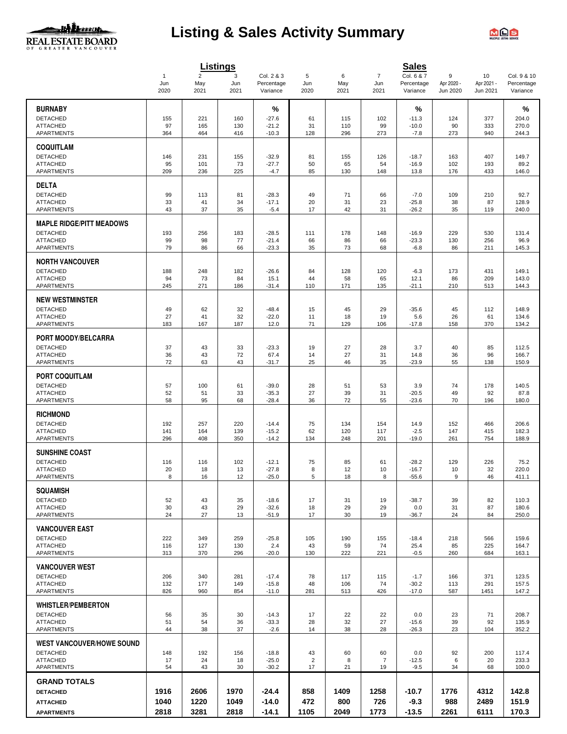# Listing & Sales Activity Summary

| | Listings | | | | Sales | | | | | |
|---|---|---|---|---|---|---|---|---|---|---|
| | 1<br>Jun<br>2020 | 2<br>May<br>2021 | 3<br>Jun<br>2021 | Col. 2 & 3<br>Percentage<br>Variance | 5<br>Jun<br>2020 | 6<br>May<br>2021 | 7<br>Jun<br>2021 | Col. 6 & 7<br>Percentage<br>Variance | 9<br>Apr 2020 -<br>Jun 2020 | 10<br>Apr 2021 -<br>Jun 2021 | Col. 9 & 10<br>Percentage<br>Variance |
| **BURNABY** | | | | % | | | | % | | | % |
| DETACHED | 155 | 221 | 160 | -27.6 | 61 | 115 | 102 | -11.3 | 124 | 377 | 204.0 |
| ATTACHED | 97 | 165 | 130 | -21.2 | 31 | 110 | 99 | -10.0 | 90 | 333 | 270.0 |
| APARTMENTS | 364 | 464 | 416 | -10.3 | 128 | 296 | 273 | -7.8 | 273 | 940 | 244.3 |
| **COQUITLAM** | | | | | | | | | | | |
| DETACHED | 146 | 231 | 155 | -32.9 | 81 | 155 | 126 | -18.7 | 163 | 407 | 149.7 |
| ATTACHED | 95 | 101 | 73 | -27.7 | 50 | 65 | 54 | -16.9 | 102 | 193 | 89.2 |
| APARTMENTS | 209 | 236 | 225 | -4.7 | 85 | 130 | 148 | 13.8 | 176 | 433 | 146.0 |
| **DELTA** | | | | | | | | | | | |
| DETACHED | 99 | 113 | 81 | -28.3 | 49 | 71 | 66 | -7.0 | 109 | 210 | 92.7 |
| ATTACHED | 33 | 41 | 34 | -17.1 | 20 | 31 | 23 | -25.8 | 38 | 87 | 128.9 |
| APARTMENTS | 43 | 37 | 35 | -5.4 | 17 | 42 | 31 | -26.2 | 35 | 119 | 240.0 |
| **MAPLE RIDGE/PITT MEADOWS** | | | | | | | | | | | |
| DETACHED | 193 | 256 | 183 | -28.5 | 111 | 178 | 148 | -16.9 | 229 | 530 | 131.4 |
| ATTACHED | 99 | 98 | 77 | -21.4 | 66 | 86 | 66 | -23.3 | 130 | 256 | 96.9 |
| APARTMENTS | 79 | 86 | 66 | -23.3 | 35 | 73 | 68 | -6.8 | 86 | 211 | 145.3 |
| **NORTH VANCOUVER** | | | | | | | | | | | |
| DETACHED | 188 | 248 | 182 | -26.6 | 84 | 128 | 120 | -6.3 | 173 | 431 | 149.1 |
| ATTACHED | 94 | 73 | 84 | 15.1 | 44 | 58 | 65 | 12.1 | 86 | 209 | 143.0 |
| APARTMENTS | 245 | 271 | 186 | -31.4 | 110 | 171 | 135 | -21.1 | 210 | 513 | 144.3 |
| **NEW WESTMINSTER** | | | | | | | | | | | |
| DETACHED | 49 | 62 | 32 | -48.4 | 15 | 45 | 29 | -35.6 | 45 | 112 | 148.9 |
| ATTACHED | 27 | 41 | 32 | -22.0 | 11 | 18 | 19 | 5.6 | 26 | 61 | 134.6 |
| APARTMENTS | 183 | 167 | 187 | 12.0 | 71 | 129 | 106 | -17.8 | 158 | 370 | 134.2 |
| **PORT MOODY/BELCARRA** | | | | | | | | | | | |
| DETACHED | 37 | 43 | 33 | -23.3 | 19 | 27 | 28 | 3.7 | 40 | 85 | 112.5 |
| ATTACHED | 36 | 43 | 72 | 67.4 | 14 | 27 | 31 | 14.8 | 36 | 96 | 166.7 |
| APARTMENTS | 72 | 63 | 43 | -31.7 | 25 | 46 | 35 | -23.9 | 55 | 138 | 150.9 |
| **PORT COQUITLAM** | | | | | | | | | | | |
| DETACHED | 57 | 100 | 61 | -39.0 | 28 | 51 | 53 | 3.9 | 74 | 178 | 140.5 |
| ATTACHED | 52 | 51 | 33 | -35.3 | 27 | 39 | 31 | -20.5 | 49 | 92 | 87.8 |
| APARTMENTS | 58 | 95 | 68 | -28.4 | 36 | 72 | 55 | -23.6 | 70 | 196 | 180.0 |
| **RICHMOND** | | | | | | | | | | | |
| DETACHED | 192 | 257 | 220 | -14.4 | 75 | 134 | 154 | 14.9 | 152 | 466 | 206.6 |
| ATTACHED | 141 | 164 | 139 | -15.2 | 62 | 120 | 117 | -2.5 | 147 | 415 | 182.3 |
| APARTMENTS | 296 | 408 | 350 | -14.2 | 134 | 248 | 201 | -19.0 | 261 | 754 | 188.9 |
| **SUNSHINE COAST** | | | | | | | | | | | |
| DETACHED | 116 | 116 | 102 | -12.1 | 75 | 85 | 61 | -28.2 | 129 | 226 | 75.2 |
| ATTACHED | 20 | 18 | 13 | -27.8 | 8 | 12 | 10 | -16.7 | 10 | 32 | 220.0 |
| APARTMENTS | 8 | 16 | 12 | -25.0 | 5 | 18 | 8 | -55.6 | 9 | 46 | 411.1 |
| **SQUAMISH** | | | | | | | | | | | |
| DETACHED | 52 | 43 | 35 | -18.6 | 17 | 31 | 19 | -38.7 | 39 | 82 | 110.3 |
| ATTACHED | 30 | 43 | 29 | -32.6 | 18 | 29 | 29 | 0.0 | 31 | 87 | 180.6 |
| APARTMENTS | 24 | 27 | 13 | -51.9 | 17 | 30 | 19 | -36.7 | 24 | 84 | 250.0 |
| **VANCOUVER EAST** | | | | | | | | | | | |
| DETACHED | 222 | 349 | 259 | -25.8 | 105 | 190 | 155 | -18.4 | 218 | 566 | 159.6 |
| ATTACHED | 116 | 127 | 130 | 2.4 | 43 | 59 | 74 | 25.4 | 85 | 225 | 164.7 |
| APARTMENTS | 313 | 370 | 296 | -20.0 | 130 | 222 | 221 | -0.5 | 260 | 684 | 163.1 |
| **VANCOUVER WEST** | | | | | | | | | | | |
| DETACHED | 206 | 340 | 281 | -17.4 | 78 | 117 | 115 | -1.7 | 166 | 371 | 123.5 |
| ATTACHED | 132 | 177 | 149 | -15.8 | 48 | 106 | 74 | -30.2 | 113 | 291 | 157.5 |
| APARTMENTS | 826 | 960 | 854 | -11.0 | 281 | 513 | 426 | -17.0 | 587 | 1451 | 147.2 |
| **WHISTLER/PEMBERTON** | | | | | | | | | | | |
| DETACHED | 56 | 35 | 30 | -14.3 | 17 | 22 | 22 | 0.0 | 23 | 71 | 208.7 |
| ATTACHED | 51 | 54 | 36 | -33.3 | 28 | 32 | 27 | -15.6 | 39 | 92 | 135.9 |
| APARTMENTS | 44 | 38 | 37 | -2.6 | 14 | 38 | 28 | -26.3 | 23 | 104 | 352.2 |
| **WEST VANCOUVER/HOWE SOUND** | | | | | | | | | | | |
| DETACHED | 148 | 192 | 156 | -18.8 | 43 | 60 | 60 | 0.0 | 92 | 200 | 117.4 |
| ATTACHED | 17 | 24 | 18 | -25.0 | 2 | 8 | 7 | -12.5 | 6 | 20 | 233.3 |
| APARTMENTS | 54 | 43 | 30 | -30.2 | 17 | 21 | 19 | -9.5 | 34 | 68 | 100.0 |
| **GRAND TOTALS** | | | | | | | | | | | |
| **DETACHED** | **1916** | **2606** | **1970** | **-24.4** | **858** | **1409** | **1258** | **-10.7** | **1776** | **4312** | **142.8** |
| **ATTACHED** | **1040** | **1220** | **1049** | **-14.0** | **472** | **800** | **726** | **-9.3** | **988** | **2489** | **151.9** |
| **APARTMENTS** | **2818** | **3281** | **2818** | **-14.1** | **1105** | **2049** | **1773** | **-13.5** | **2261** | **6111** | **170.3** |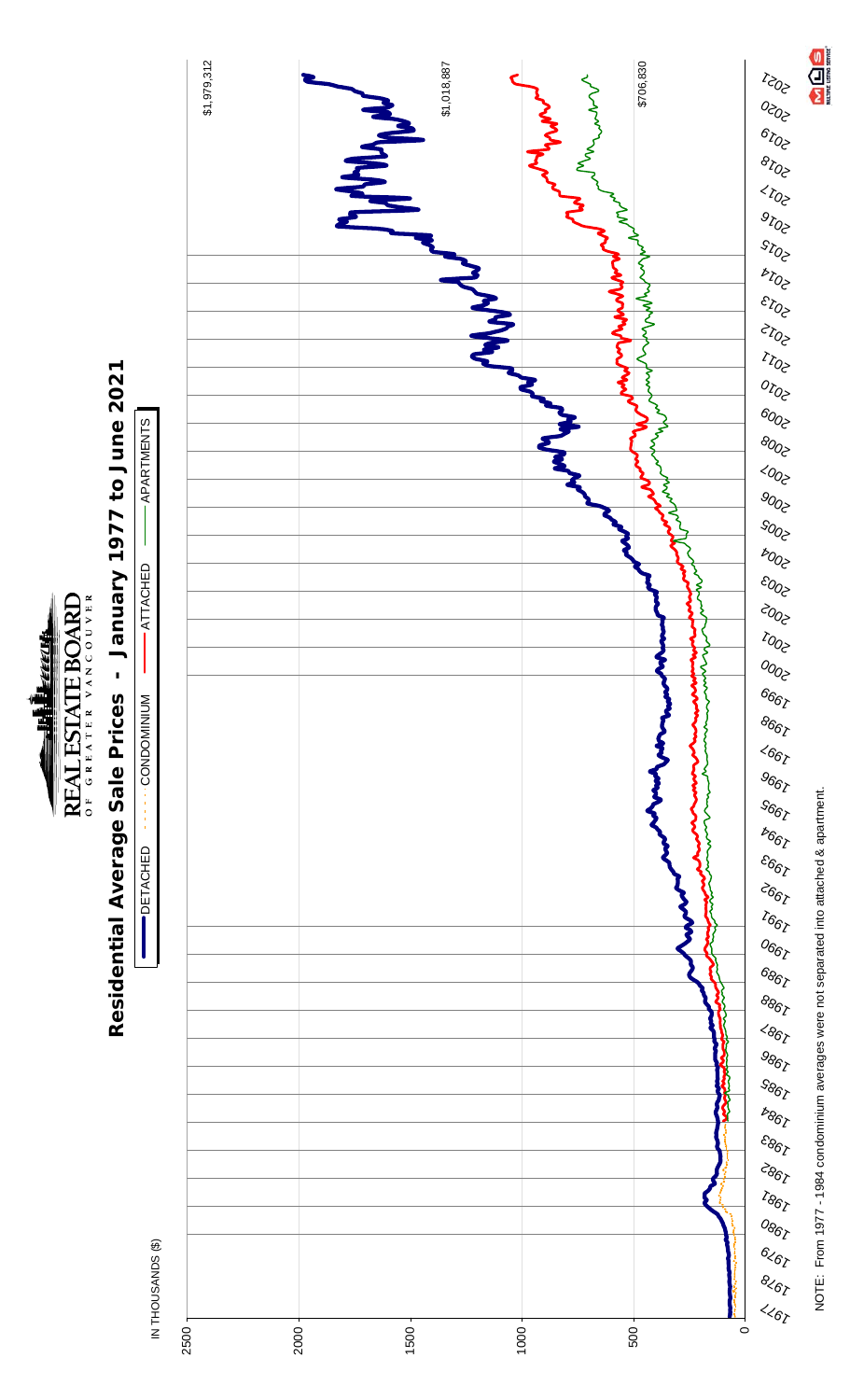# Residential Average Sale Prices - January 1977 to June 2021

REAL ESTATE BOARD OF GREATER VANCOUVER

DETACHED
CONDOMINIUM
ATTACHED
APARTMENTS

IN THOUSANDS ($)

2500
2000
1500
1000
500
0

$1,979,312
$1,018,887
$706,830

1977
1978
1979
1980
1981
1982
1983
1984
1985
1986
1987
1988
1989
1990
1991
1992
1993
1994
1995
1996
1997
1998
1999
2000
2001
2002
2003
2004
2005
2006
2007
2008
2009
2010
2011
2012
2013
2014
2015
2016
2017
2018
2019
2020
2021

NOTE: From 1977 - 1984 condominium averages were not separated into attached & apartment.